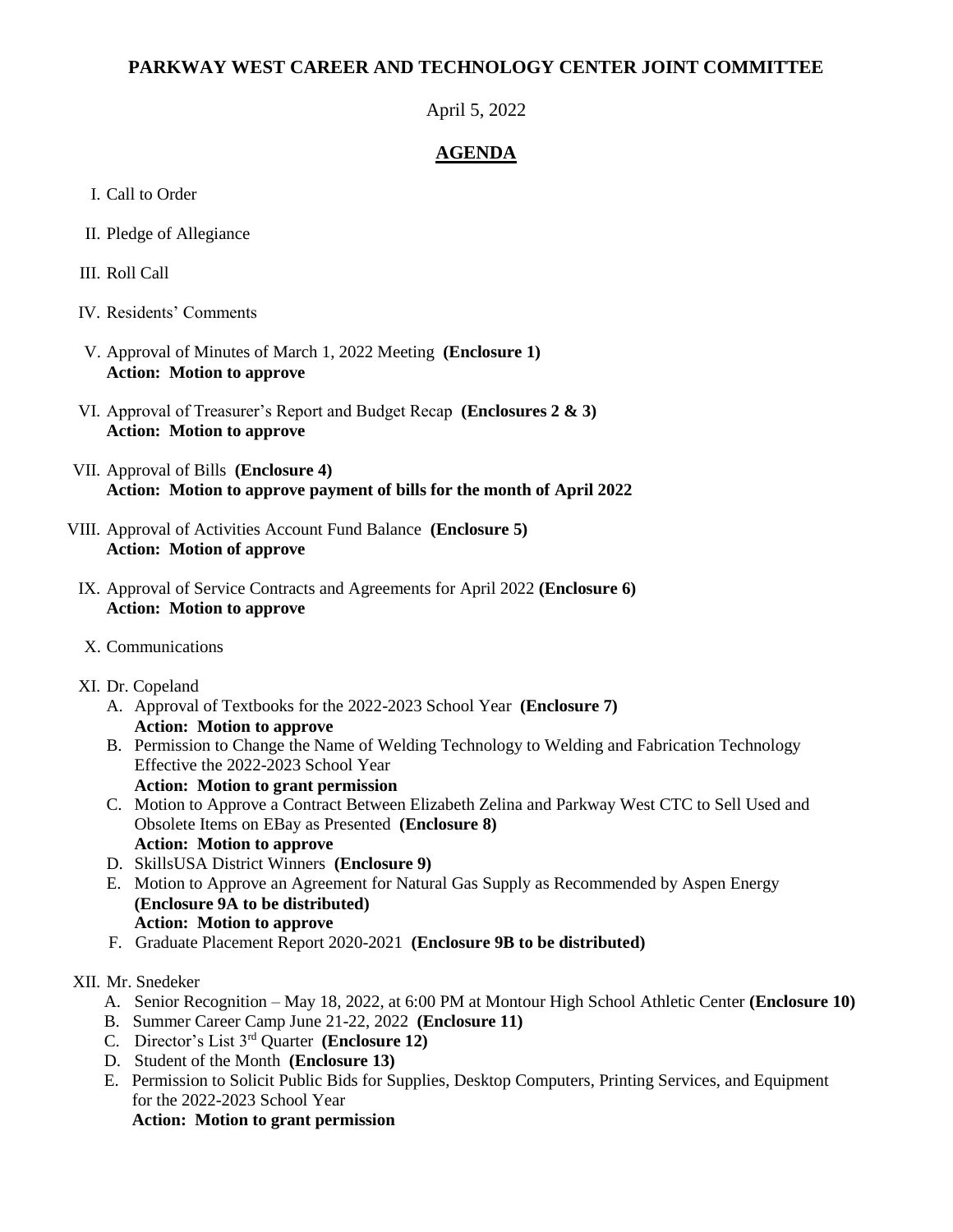# PARKWAY WEST CAREER AND TECHNOLOGY CENTER JOINT COMMITTEE

April 5, 2022

## AGENDA

I. Call to Order

II. Pledge of Allegiance

III. Roll Call

IV. Residents' Comments

V. Approval of Minutes of March 1, 2022 Meeting **(Enclosure 1)**
**Action: Motion to approve**

VI. Approval of Treasurer's Report and Budget Recap **(Enclosures 2 & 3)**
**Action: Motion to approve**

VII. Approval of Bills **(Enclosure 4)**
**Action: Motion to approve payment of bills for the month of April 2022**

VIII. Approval of Activities Account Fund Balance **(Enclosure 5)**
**Action: Motion of approve**

IX. Approval of Service Contracts and Agreements for April 2022 **(Enclosure 6)**
**Action: Motion to approve**

X. Communications

XI. Dr. Copeland

- A. Approval of Textbooks for the 2022-2023 School Year **(Enclosure 7)**
  **Action: Motion to approve**
- B. Permission to Change the Name of Welding Technology to Welding and Fabrication Technology Effective the 2022-2023 School Year
  **Action: Motion to grant permission**
- C. Motion to Approve a Contract Between Elizabeth Zelina and Parkway West CTC to Sell Used and Obsolete Items on EBay as Presented **(Enclosure 8)**
  **Action: Motion to approve**
- D. SkillsUSA District Winners **(Enclosure 9)**
- E. Motion to Approve an Agreement for Natural Gas Supply as Recommended by Aspen Energy **(Enclosure 9A to be distributed)**
  **Action: Motion to approve**
- F. Graduate Placement Report 2020-2021 **(Enclosure 9B to be distributed)**

XII. Mr. Snedeker

- A. Senior Recognition – May 18, 2022, at 6:00 PM at Montour High School Athletic Center **(Enclosure 10)**
- B. Summer Career Camp June 21-22, 2022 **(Enclosure 11)**
- C. Director's List 3rd Quarter **(Enclosure 12)**
- D. Student of the Month **(Enclosure 13)**
- E. Permission to Solicit Public Bids for Supplies, Desktop Computers, Printing Services, and Equipment for the 2022-2023 School Year
  **Action: Motion to grant permission**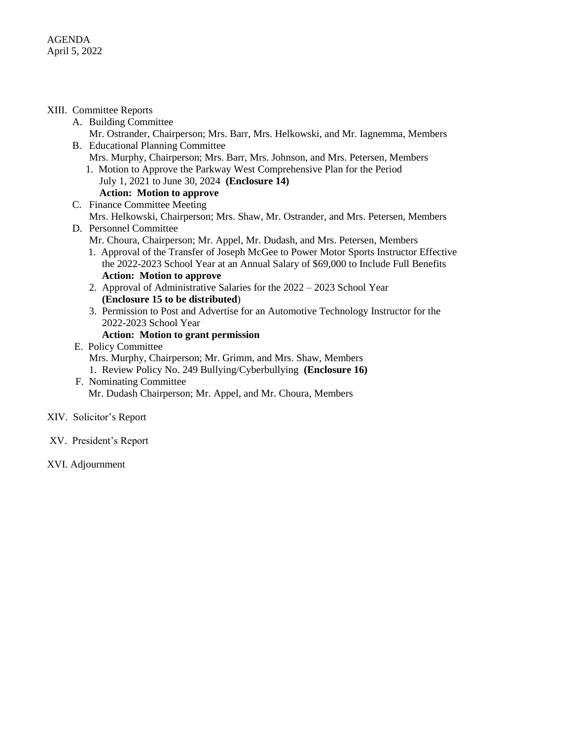XIII. Committee Reports

A. Building Committee
   Mr. Ostrander, Chairperson; Mrs. Barr, Mrs. Helkowski, and Mr. Iagnemma, Members

B. Educational Planning Committee
   Mrs. Murphy, Chairperson; Mrs. Barr, Mrs. Johnson, and Mrs. Petersen, Members

   1. Motion to Approve the Parkway West Comprehensive Plan for the Period July 1, 2021 to June 30, 2024 **(Enclosure 14)**
      **Action: Motion to approve**

C. Finance Committee Meeting
   Mrs. Helkowski, Chairperson; Mrs. Shaw, Mr. Ostrander, and Mrs. Petersen, Members

D. Personnel Committee
   Mr. Choura, Chairperson; Mr. Appel, Mr. Dudash, and Mrs. Petersen, Members

   1. Approval of the Transfer of Joseph McGee to Power Motor Sports Instructor Effective the 2022-2023 School Year at an Annual Salary of $69,000 to Include Full Benefits
      **Action: Motion to approve**
   2. Approval of Administrative Salaries for the 2022 – 2023 School Year
      **(Enclosure 15 to be distributed**)
   3. Permission to Post and Advertise for an Automotive Technology Instructor for the 2022-2023 School Year
      **Action: Motion to grant permission**

E. Policy Committee
   Mrs. Murphy, Chairperson; Mr. Grimm, and Mrs. Shaw, Members

   1. Review Policy No. 249 Bullying/Cyberbullying **(Enclosure 16)**

F. Nominating Committee
   Mr. Dudash Chairperson; Mr. Appel, and Mr. Choura, Members

XIV. Solicitor's Report

XV. President's Report

XVI. Adjournment